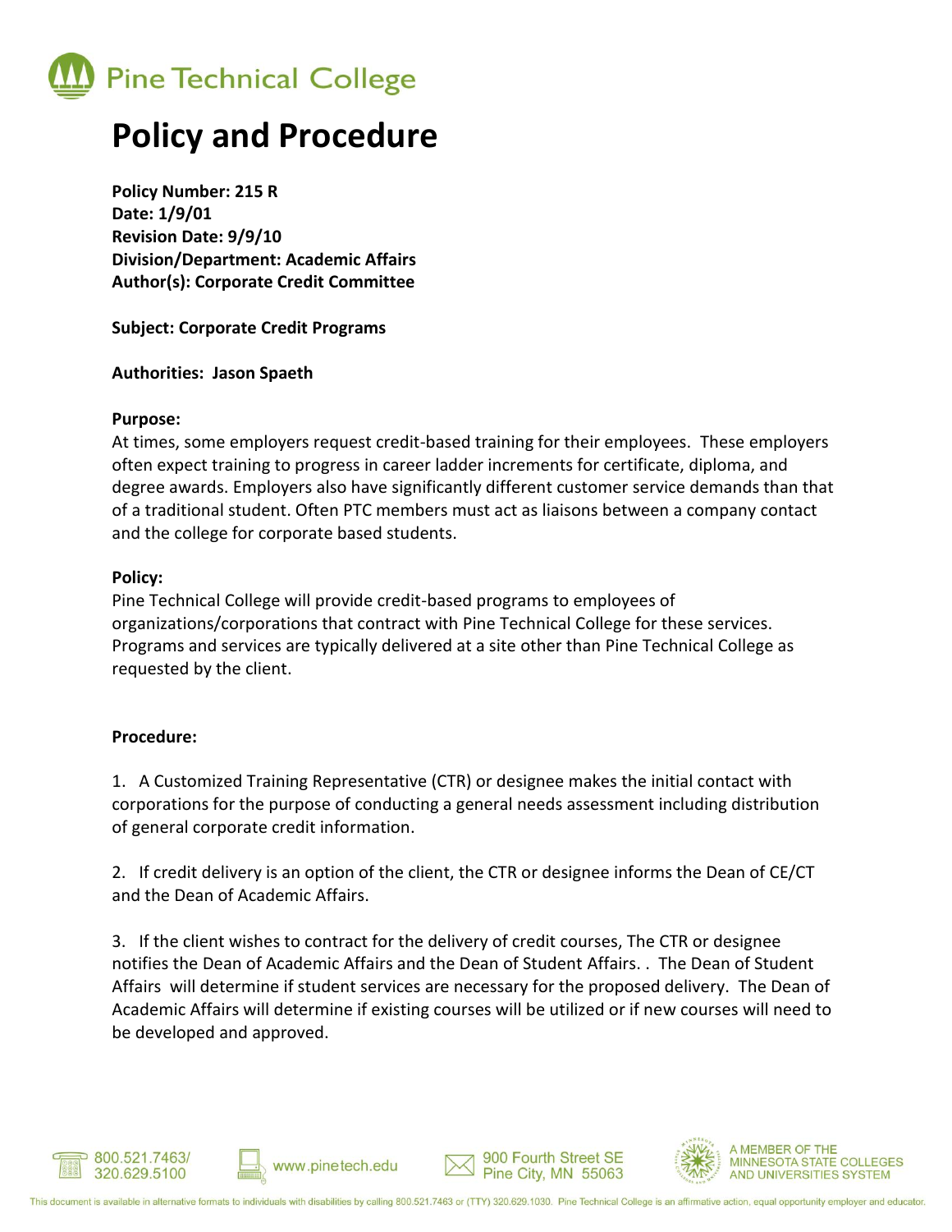Pine Technical College

# Policy and Procedure

**Policy Number: 215 R**
**Date: 1/9/01**
**Revision Date: 9/9/10**
**Division/Department: Academic Affairs**
**Author(s): Corporate Credit Committee**

**Subject: Corporate Credit Programs**

**Authorities: Jason Spaeth**

**Purpose:**
At times, some employers request credit-based training for their employees. These employers often expect training to progress in career ladder increments for certificate, diploma, and degree awards. Employers also have significantly different customer service demands than that of a traditional student. Often PTC members must act as liaisons between a company contact and the college for corporate based students.

**Policy:**
Pine Technical College will provide credit-based programs to employees of organizations/corporations that contract with Pine Technical College for these services. Programs and services are typically delivered at a site other than Pine Technical College as requested by the client.

**Procedure:**

1. A Customized Training Representative (CTR) or designee makes the initial contact with corporations for the purpose of conducting a general needs assessment including distribution of general corporate credit information.

2. If credit delivery is an option of the client, the CTR or designee informs the Dean of CE/CT and the Dean of Academic Affairs.

3. If the client wishes to contract for the delivery of credit courses, The CTR or designee notifies the Dean of Academic Affairs and the Dean of Student Affairs. . The Dean of Student Affairs will determine if student services are necessary for the proposed delivery. The Dean of Academic Affairs will determine if existing courses will be utilized or if new courses will need to be developed and approved.

800.521.7463/ 320.629.5100 | www.pinetech.edu | 900 Fourth Street SE Pine City, MN 55063 | A MEMBER OF THE MINNESOTA STATE COLLEGES AND UNIVERSITIES SYSTEM

This document is available in alternative formats to individuals with disabilities by calling 800.521.7463 or (TTY) 320.629.1030. Pine Technical College is an affirmative action, equal opportunity employer and educator.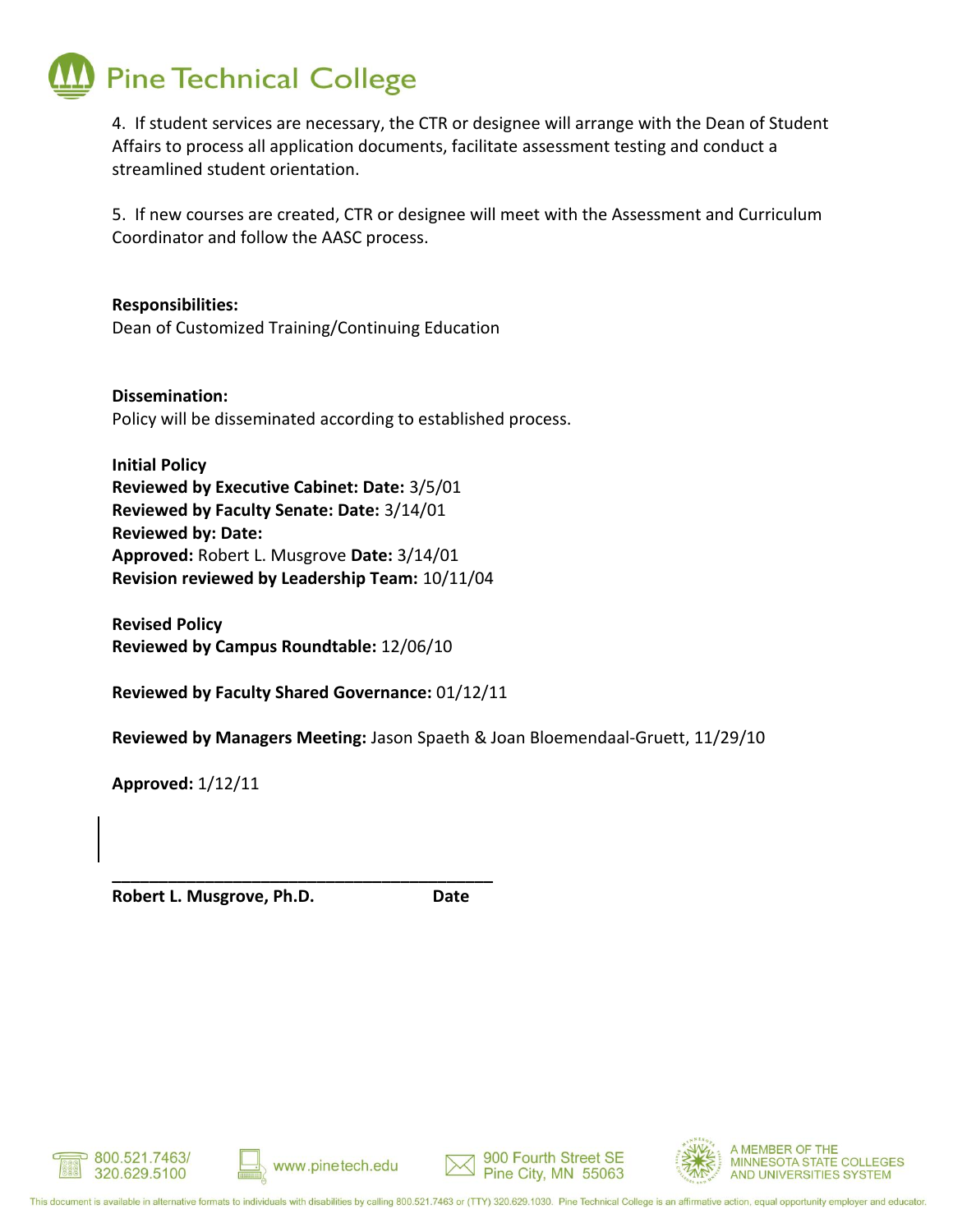4. If student services are necessary, the CTR or designee will arrange with the Dean of Student Affairs to process all application documents, facilitate assessment testing and conduct a streamlined student orientation.

5. If new courses are created, CTR or designee will meet with the Assessment and Curriculum Coordinator and follow the AASC process.

**Responsibilities:**
Dean of Customized Training/Continuing Education

**Dissemination:**
Policy will be disseminated according to established process.

**Initial Policy**
**Reviewed by Executive Cabinet: Date:** 3/5/01
**Reviewed by Faculty Senate: Date:** 3/14/01
**Reviewed by: Date:**
**Approved:** Robert L. Musgrove **Date:** 3/14/01
**Revision reviewed by Leadership Team:** 10/11/04

**Revised Policy**
**Reviewed by Campus Roundtable:** 12/06/10

**Reviewed by Faculty Shared Governance:** 01/12/11

**Reviewed by Managers Meeting:** Jason Spaeth & Joan Bloemendaal-Gruett, 11/29/10

**Approved:** 1/12/11

\_\_\_\_\_\_\_\_\_\_\_\_\_\_\_\_\_\_\_\_\_\_\_\_\_\_\_\_\_\_\_\_\_\_\_\_\_\_\_\_\_\_

**Robert L. Musgrove, Ph.D. Date**

800.521.7463/ 320.629.5100 | www.pinetech.edu | 900 Fourth Street SE Pine City, MN 55063 | A MEMBER OF THE MINNESOTA STATE COLLEGES AND UNIVERSITIES SYSTEM

This document is available in alternative formats to individuals with disabilities by calling 800.521.7463 or (TTY) 320.629.1030. Pine Technical College is an affirmative action, equal opportunity employer and educator.